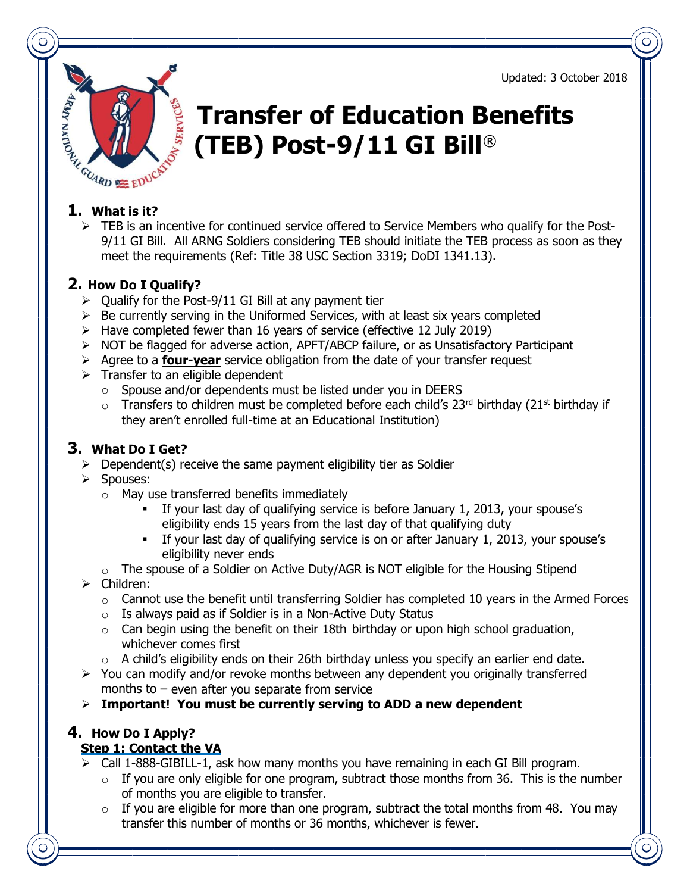Updated: 3 October 2018

# Transfer of Education Benefits (TEB) Post-9/11 GI Bill®

## 1. What is it?

- TEB is an incentive for continued service offered to Service Members who qualify for the Post-9/11 GI Bill. All ARNG Soldiers considering TEB should initiate the TEB process as soon as they meet the requirements (Ref: Title 38 USC Section 3319; DoDI 1341.13).

## 2. How Do I Qualify?

- Qualify for the Post-9/11 GI Bill at any payment tier
- Be currently serving in the Uniformed Services, with at least six years completed
- Have completed fewer than 16 years of service (effective 12 July 2019)
- NOT be flagged for adverse action, APFT/ABCP failure, or as Unsatisfactory Participant
- Agree to a **four-year** service obligation from the date of your transfer request
- Transfer to an eligible dependent
  - Spouse and/or dependents must be listed under you in DEERS
  - Transfers to children must be completed before each child's 23rd birthday (21st birthday if they aren't enrolled full-time at an Educational Institution)

## 3. What Do I Get?

- Dependent(s) receive the same payment eligibility tier as Soldier
- Spouses:
  - May use transferred benefits immediately
    - If your last day of qualifying service is before January 1, 2013, your spouse's eligibility ends 15 years from the last day of that qualifying duty
    - If your last day of qualifying service is on or after January 1, 2013, your spouse's eligibility never ends
  - The spouse of a Soldier on Active Duty/AGR is NOT eligible for the Housing Stipend
- Children:
  - Cannot use the benefit until transferring Soldier has completed 10 years in the Armed Forces
  - Is always paid as if Soldier is in a Non-Active Duty Status
  - Can begin using the benefit on their 18th birthday or upon high school graduation, whichever comes first
  - A child's eligibility ends on their 26th birthday unless you specify an earlier end date.
- You can modify and/or revoke months between any dependent you originally transferred months to – even after you separate from service
- **Important! You must be currently serving to ADD a new dependent**

## 4. How Do I Apply?

**Step 1: Contact the VA**

- Call 1-888-GIBILL-1, ask how many months you have remaining in each GI Bill program.
  - If you are only eligible for one program, subtract those months from 36. This is the number of months you are eligible to transfer.
  - If you are eligible for more than one program, subtract the total months from 48. You may transfer this number of months or 36 months, whichever is fewer.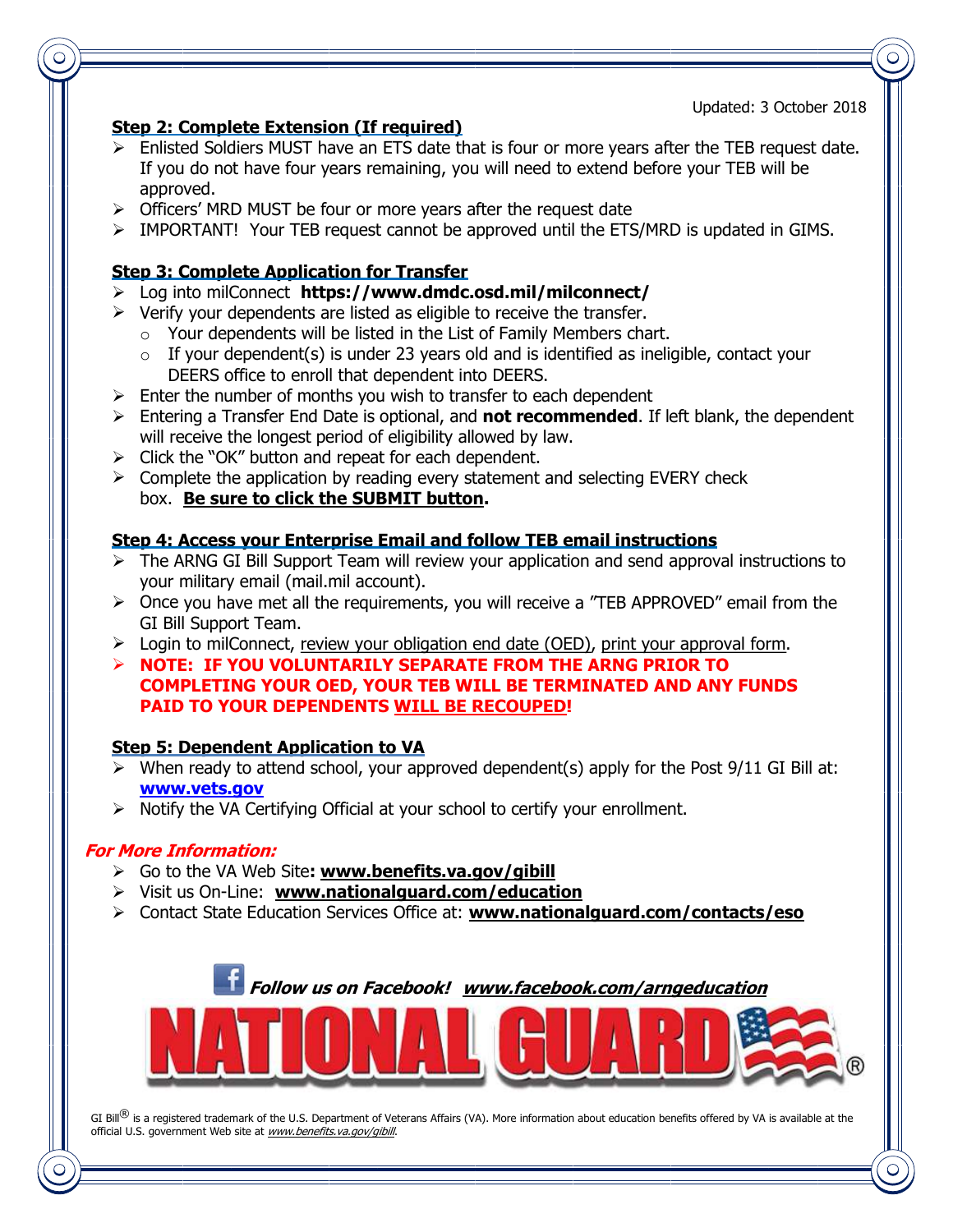Updated: 3 October 2018

## Step 2: Complete Extension (If required)

- Enlisted Soldiers MUST have an ETS date that is four or more years after the TEB request date. If you do not have four years remaining, you will need to extend before your TEB will be approved.
- Officers' MRD MUST be four or more years after the request date
- IMPORTANT! Your TEB request cannot be approved until the ETS/MRD is updated in GIMS.

## Step 3: Complete Application for Transfer

- Log into milConnect **https://www.dmdc.osd.mil/milconnect/**
- Verify your dependents are listed as eligible to receive the transfer.
  - Your dependents will be listed in the List of Family Members chart.
  - If your dependent(s) is under 23 years old and is identified as ineligible, contact your DEERS office to enroll that dependent into DEERS.
- Enter the number of months you wish to transfer to each dependent
- Entering a Transfer End Date is optional, and **not recommended**. If left blank, the dependent will receive the longest period of eligibility allowed by law.
- Click the "OK" button and repeat for each dependent.
- Complete the application by reading every statement and selecting EVERY check box. **Be sure to click the SUBMIT button.**

## Step 4: Access your Enterprise Email and follow TEB email instructions

- The ARNG GI Bill Support Team will review your application and send approval instructions to your military email (mail.mil account).
- Once you have met all the requirements, you will receive a "TEB APPROVED" email from the GI Bill Support Team.
- Login to milConnect, review your obligation end date (OED), print your approval form.
- **NOTE: IF YOU VOLUNTARILY SEPARATE FROM THE ARNG PRIOR TO COMPLETING YOUR OED, YOUR TEB WILL BE TERMINATED AND ANY FUNDS PAID TO YOUR DEPENDENTS WILL BE RECOUPED!**

## Step 5: Dependent Application to VA

- When ready to attend school, your approved dependent(s) apply for the Post 9/11 GI Bill at: **www.vets.gov**
- Notify the VA Certifying Official at your school to certify your enrollment.

## *For More Information:*

- Go to the VA Web Site**: www.benefits.va.gov/gibill**
- Visit us On-Line: **www.nationalguard.com/education**
- Contact State Education Services Office at: **www.nationalguard.com/contacts/eso**

***Follow us on Facebook! www.facebook.com/arngeducation***

NATIONAL GUARD®

GI Bill® is a registered trademark of the U.S. Department of Veterans Affairs (VA). More information about education benefits offered by VA is available at the official U.S. government Web site at *www.benefits.va.gov/gibill*.